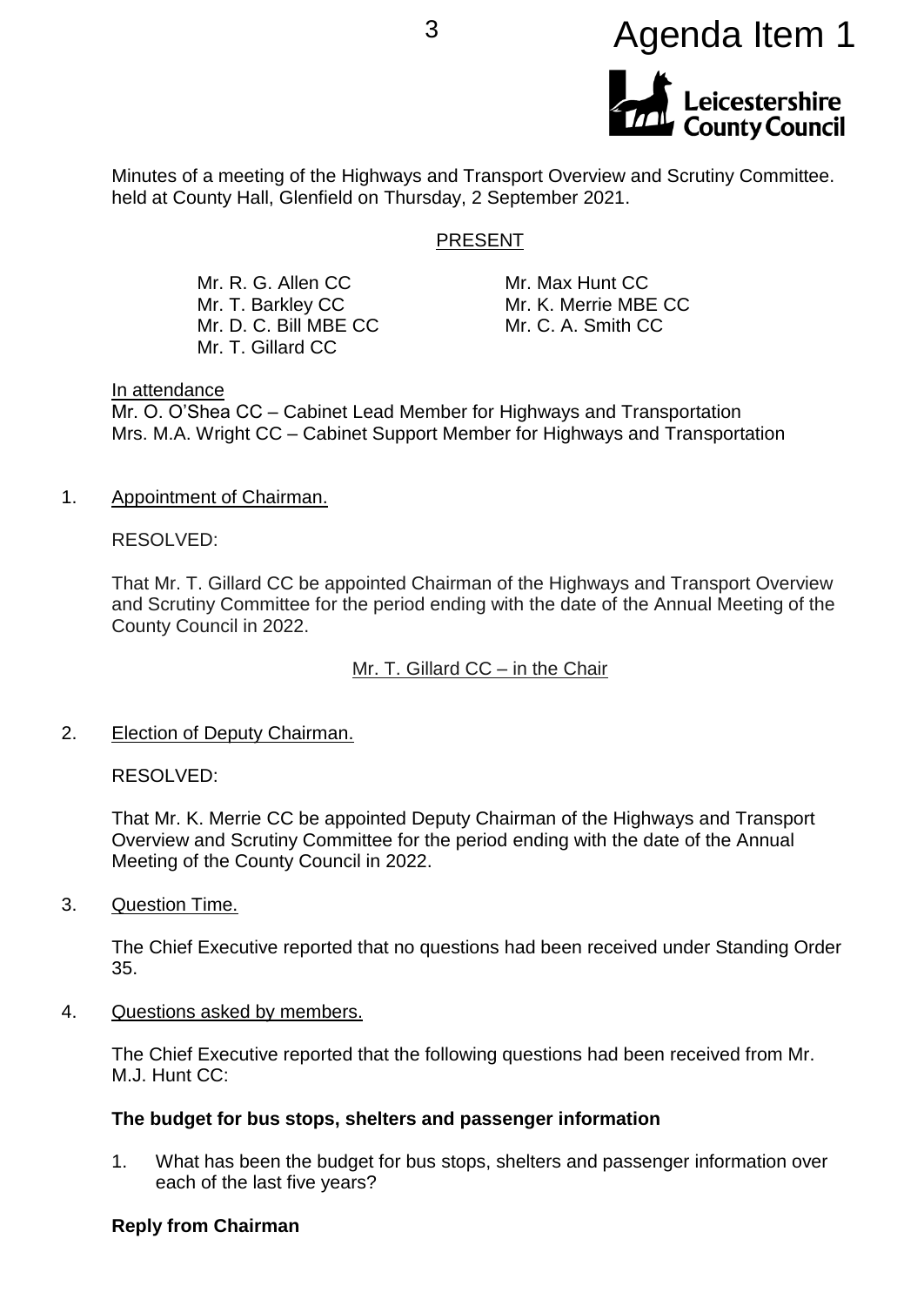Agenda Item 1

Minutes of a meeting of the Highways and Transport Overview and Scrutiny Committee. held at County Hall, Glenfield on Thursday, 2 September 2021.

PRESENT

Mr. R. G. Allen CC
Mr. T. Barkley CC
Mr. D. C. Bill MBE CC
Mr. T. Gillard CC
Mr. Max Hunt CC
Mr. K. Merrie MBE CC
Mr. C. A. Smith CC

In attendance
Mr. O. O'Shea CC – Cabinet Lead Member for Highways and Transportation
Mrs. M.A. Wright CC – Cabinet Support Member for Highways and Transportation

1. Appointment of Chairman.

RESOLVED:

That Mr. T. Gillard CC be appointed Chairman of the Highways and Transport Overview and Scrutiny Committee for the period ending with the date of the Annual Meeting of the County Council in 2022.

Mr. T. Gillard CC – in the Chair

2. Election of Deputy Chairman.

RESOLVED:

That Mr. K. Merrie CC be appointed Deputy Chairman of the Highways and Transport Overview and Scrutiny Committee for the period ending with the date of the Annual Meeting of the County Council in 2022.

3. Question Time.

The Chief Executive reported that no questions had been received under Standing Order 35.

4. Questions asked by members.

The Chief Executive reported that the following questions had been received from Mr. M.J. Hunt CC:

**The budget for bus stops, shelters and passenger information**

1. What has been the budget for bus stops, shelters and passenger information over each of the last five years?

**Reply from Chairman**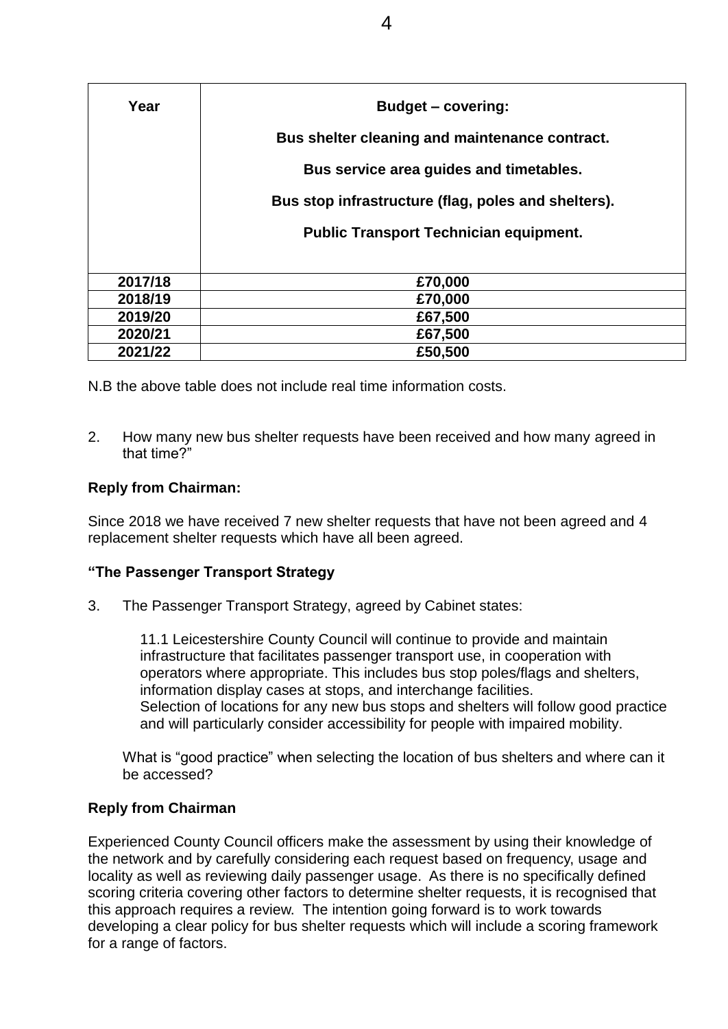| Year | Budget – covering:<br><br>Bus shelter cleaning and maintenance contract.<br><br>Bus service area guides and timetables.<br><br>Bus stop infrastructure (flag, poles and shelters).<br><br>Public Transport Technician equipment. |
|---|---|
| 2017/18 | £70,000 |
| 2018/19 | £70,000 |
| 2019/20 | £67,500 |
| 2020/21 | £67,500 |
| 2021/22 | £50,500 |

N.B the above table does not include real time information costs.

2. How many new bus shelter requests have been received and how many agreed in that time?"

**Reply from Chairman:**

Since 2018 we have received 7 new shelter requests that have not been agreed and 4 replacement shelter requests which have all been agreed.

**"The Passenger Transport Strategy**

3. The Passenger Transport Strategy, agreed by Cabinet states:

   11.1 Leicestershire County Council will continue to provide and maintain infrastructure that facilitates passenger transport use, in cooperation with operators where appropriate. This includes bus stop poles/flags and shelters, information display cases at stops, and interchange facilities.
   Selection of locations for any new bus stops and shelters will follow good practice and will particularly consider accessibility for people with impaired mobility.

   What is "good practice" when selecting the location of bus shelters and where can it be accessed?

**Reply from Chairman**

Experienced County Council officers make the assessment by using their knowledge of the network and by carefully considering each request based on frequency, usage and locality as well as reviewing daily passenger usage. As there is no specifically defined scoring criteria covering other factors to determine shelter requests, it is recognised that this approach requires a review. The intention going forward is to work towards developing a clear policy for bus shelter requests which will include a scoring framework for a range of factors.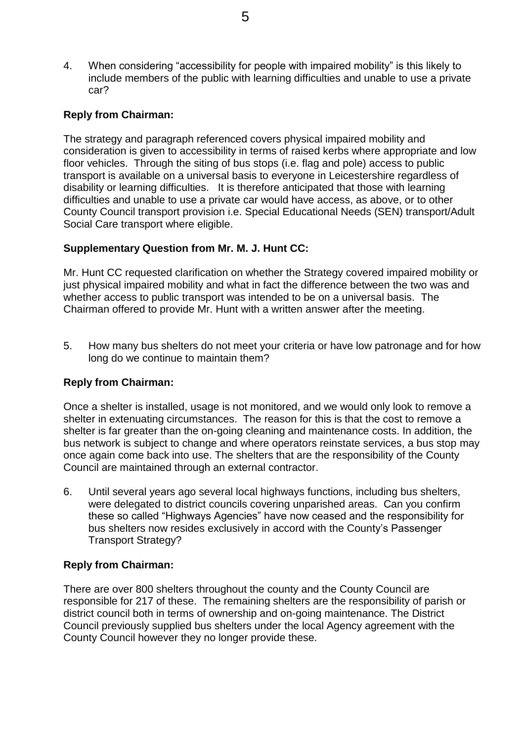4. When considering “accessibility for people with impaired mobility” is this likely to include members of the public with learning difficulties and unable to use a private car?

**Reply from Chairman:**

The strategy and paragraph referenced covers physical impaired mobility and consideration is given to accessibility in terms of raised kerbs where appropriate and low floor vehicles. Through the siting of bus stops (i.e. flag and pole) access to public transport is available on a universal basis to everyone in Leicestershire regardless of disability or learning difficulties. It is therefore anticipated that those with learning difficulties and unable to use a private car would have access, as above, or to other County Council transport provision i.e. Special Educational Needs (SEN) transport/Adult Social Care transport where eligible.

**Supplementary Question from Mr. M. J. Hunt CC:**

Mr. Hunt CC requested clarification on whether the Strategy covered impaired mobility or just physical impaired mobility and what in fact the difference between the two was and whether access to public transport was intended to be on a universal basis. The Chairman offered to provide Mr. Hunt with a written answer after the meeting.

5. How many bus shelters do not meet your criteria or have low patronage and for how long do we continue to maintain them?

**Reply from Chairman:**

Once a shelter is installed, usage is not monitored, and we would only look to remove a shelter in extenuating circumstances. The reason for this is that the cost to remove a shelter is far greater than the on-going cleaning and maintenance costs. In addition, the bus network is subject to change and where operators reinstate services, a bus stop may once again come back into use. The shelters that are the responsibility of the County Council are maintained through an external contractor.

6. Until several years ago several local highways functions, including bus shelters, were delegated to district councils covering unparished areas. Can you confirm these so called “Highways Agencies” have now ceased and the responsibility for bus shelters now resides exclusively in accord with the County’s Passenger Transport Strategy?

**Reply from Chairman:**

There are over 800 shelters throughout the county and the County Council are responsible for 217 of these. The remaining shelters are the responsibility of parish or district council both in terms of ownership and on-going maintenance. The District Council previously supplied bus shelters under the local Agency agreement with the County Council however they no longer provide these.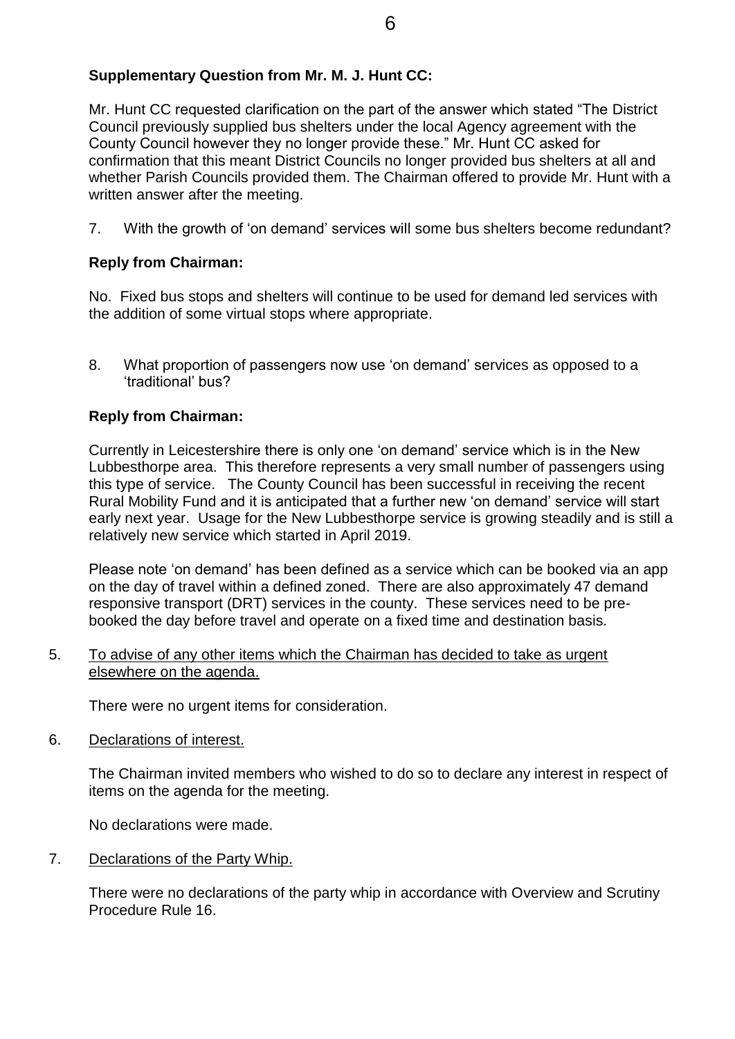**Supplementary Question from Mr. M. J. Hunt CC:**

Mr. Hunt CC requested clarification on the part of the answer which stated "The District Council previously supplied bus shelters under the local Agency agreement with the County Council however they no longer provide these." Mr. Hunt CC asked for confirmation that this meant District Councils no longer provided bus shelters at all and whether Parish Councils provided them. The Chairman offered to provide Mr. Hunt with a written answer after the meeting.

7. With the growth of 'on demand' services will some bus shelters become redundant?

**Reply from Chairman:**

No. Fixed bus stops and shelters will continue to be used for demand led services with the addition of some virtual stops where appropriate.

8. What proportion of passengers now use 'on demand' services as opposed to a 'traditional' bus?

**Reply from Chairman:**

Currently in Leicestershire there is only one 'on demand' service which is in the New Lubbesthorpe area. This therefore represents a very small number of passengers using this type of service. The County Council has been successful in receiving the recent Rural Mobility Fund and it is anticipated that a further new 'on demand' service will start early next year. Usage for the New Lubbesthorpe service is growing steadily and is still a relatively new service which started in April 2019.

Please note 'on demand' has been defined as a service which can be booked via an app on the day of travel within a defined zoned. There are also approximately 47 demand responsive transport (DRT) services in the county. These services need to be pre-booked the day before travel and operate on a fixed time and destination basis.

5. <u>To advise of any other items which the Chairman has decided to take as urgent elsewhere on the agenda.</u>

There were no urgent items for consideration.

6. <u>Declarations of interest.</u>

The Chairman invited members who wished to do so to declare any interest in respect of items on the agenda for the meeting.

No declarations were made.

7. <u>Declarations of the Party Whip.</u>

There were no declarations of the party whip in accordance with Overview and Scrutiny Procedure Rule 16.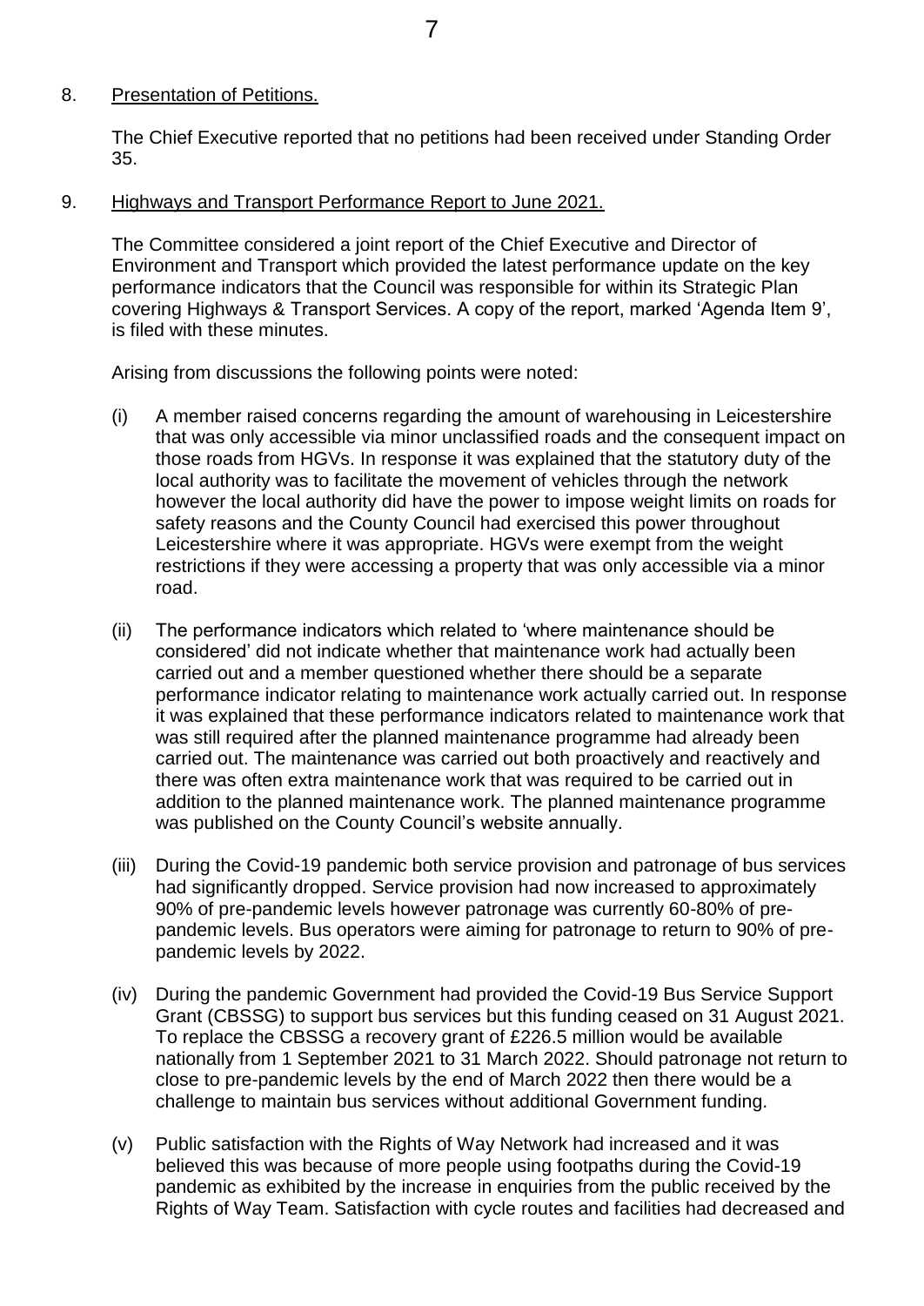8. Presentation of Petitions.

The Chief Executive reported that no petitions had been received under Standing Order 35.

9. Highways and Transport Performance Report to June 2021.

The Committee considered a joint report of the Chief Executive and Director of Environment and Transport which provided the latest performance update on the key performance indicators that the Council was responsible for within its Strategic Plan covering Highways & Transport Services. A copy of the report, marked 'Agenda Item 9', is filed with these minutes.

Arising from discussions the following points were noted:

(i) A member raised concerns regarding the amount of warehousing in Leicestershire that was only accessible via minor unclassified roads and the consequent impact on those roads from HGVs. In response it was explained that the statutory duty of the local authority was to facilitate the movement of vehicles through the network however the local authority did have the power to impose weight limits on roads for safety reasons and the County Council had exercised this power throughout Leicestershire where it was appropriate. HGVs were exempt from the weight restrictions if they were accessing a property that was only accessible via a minor road.

(ii) The performance indicators which related to 'where maintenance should be considered' did not indicate whether that maintenance work had actually been carried out and a member questioned whether there should be a separate performance indicator relating to maintenance work actually carried out. In response it was explained that these performance indicators related to maintenance work that was still required after the planned maintenance programme had already been carried out. The maintenance was carried out both proactively and reactively and there was often extra maintenance work that was required to be carried out in addition to the planned maintenance work. The planned maintenance programme was published on the County Council's website annually.

(iii) During the Covid-19 pandemic both service provision and patronage of bus services had significantly dropped. Service provision had now increased to approximately 90% of pre-pandemic levels however patronage was currently 60-80% of pre-pandemic levels. Bus operators were aiming for patronage to return to 90% of pre-pandemic levels by 2022.

(iv) During the pandemic Government had provided the Covid-19 Bus Service Support Grant (CBSSG) to support bus services but this funding ceased on 31 August 2021. To replace the CBSSG a recovery grant of £226.5 million would be available nationally from 1 September 2021 to 31 March 2022. Should patronage not return to close to pre-pandemic levels by the end of March 2022 then there would be a challenge to maintain bus services without additional Government funding.

(v) Public satisfaction with the Rights of Way Network had increased and it was believed this was because of more people using footpaths during the Covid-19 pandemic as exhibited by the increase in enquiries from the public received by the Rights of Way Team. Satisfaction with cycle routes and facilities had decreased and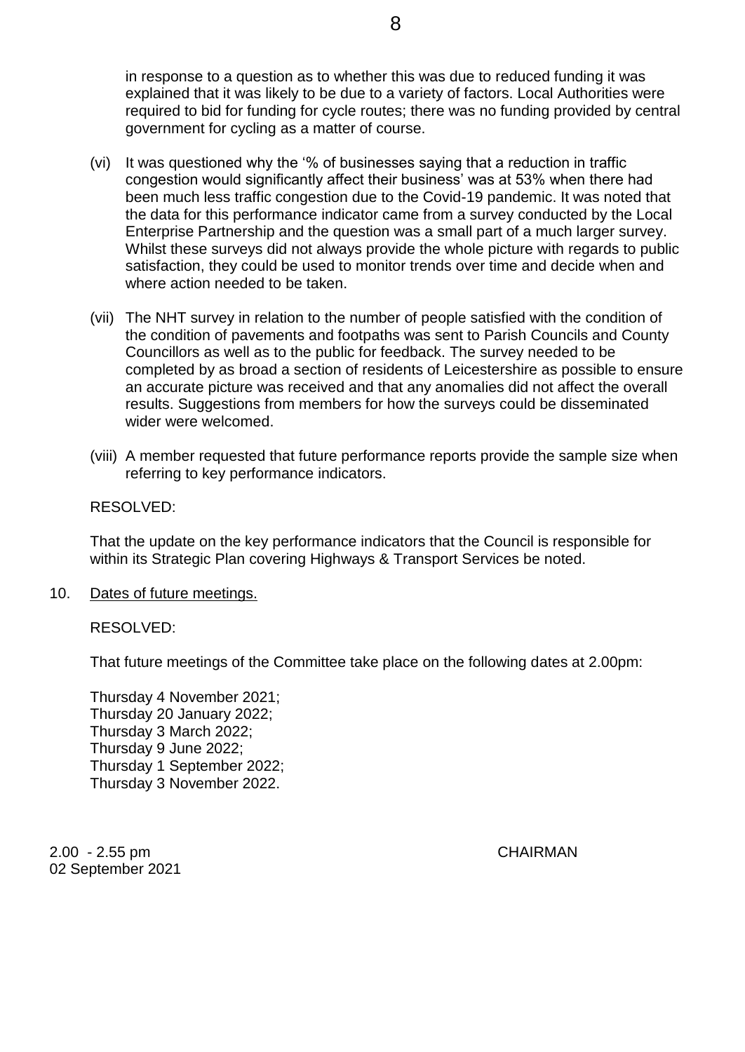in response to a question as to whether this was due to reduced funding it was explained that it was likely to be due to a variety of factors. Local Authorities were required to bid for funding for cycle routes; there was no funding provided by central government for cycling as a matter of course.

(vi) It was questioned why the '% of businesses saying that a reduction in traffic congestion would significantly affect their business' was at 53% when there had been much less traffic congestion due to the Covid-19 pandemic. It was noted that the data for this performance indicator came from a survey conducted by the Local Enterprise Partnership and the question was a small part of a much larger survey. Whilst these surveys did not always provide the whole picture with regards to public satisfaction, they could be used to monitor trends over time and decide when and where action needed to be taken.

(vii) The NHT survey in relation to the number of people satisfied with the condition of the condition of pavements and footpaths was sent to Parish Councils and County Councillors as well as to the public for feedback. The survey needed to be completed by as broad a section of residents of Leicestershire as possible to ensure an accurate picture was received and that any anomalies did not affect the overall results. Suggestions from members for how the surveys could be disseminated wider were welcomed.

(viii) A member requested that future performance reports provide the sample size when referring to key performance indicators.

RESOLVED:

That the update on the key performance indicators that the Council is responsible for within its Strategic Plan covering Highways & Transport Services be noted.

10. Dates of future meetings.

RESOLVED:

That future meetings of the Committee take place on the following dates at 2.00pm:

Thursday 4 November 2021;
Thursday 20 January 2022;
Thursday 3 March 2022;
Thursday 9 June 2022;
Thursday 1 September 2022;
Thursday 3 November 2022.

2.00 - 2.55 pm
02 September 2021

CHAIRMAN